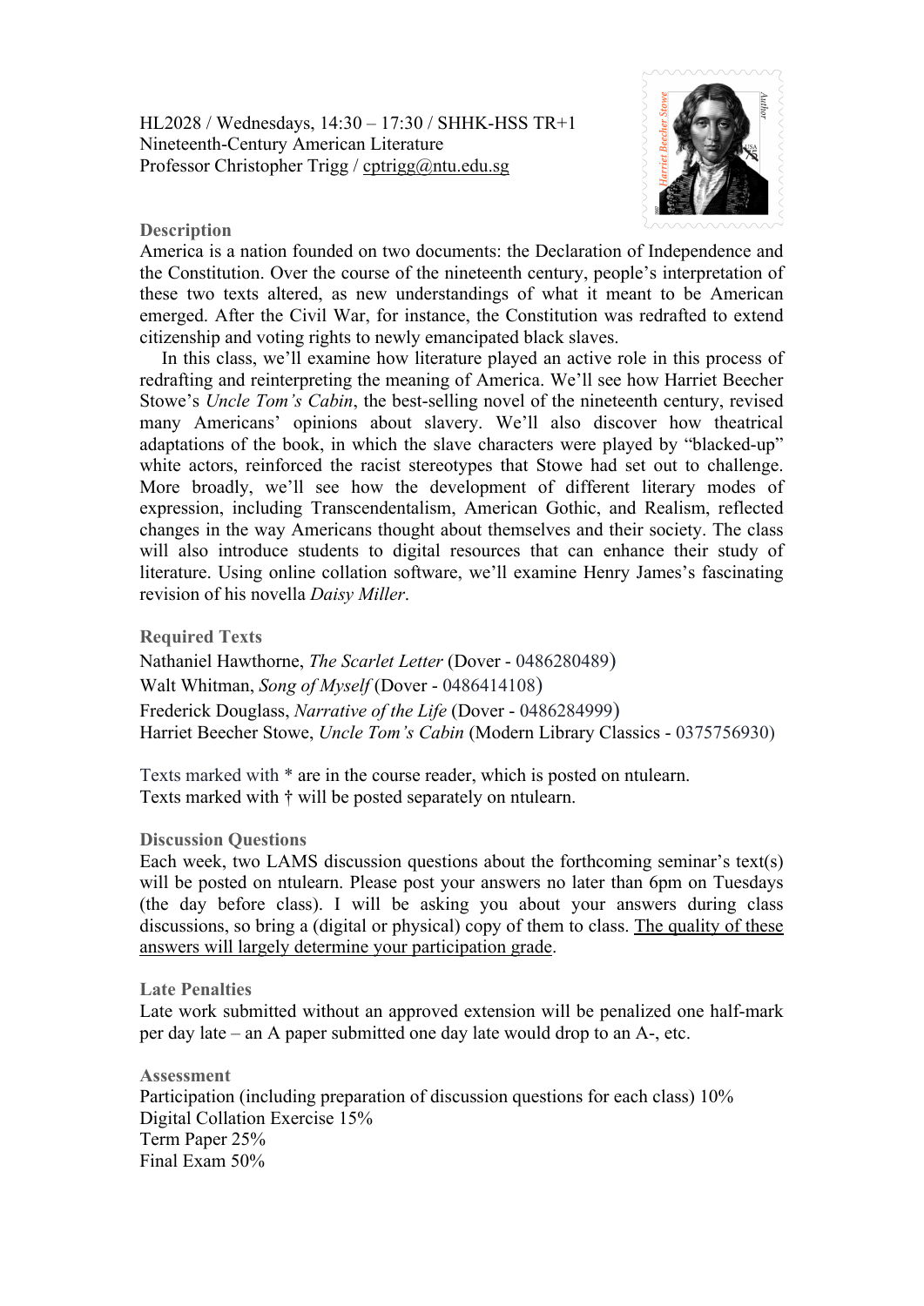HL2028 / Wednesdays, 14:30 – 17:30 / SHHK-HSS TR+1
Nineteenth-Century American Literature
Professor Christopher Trigg / cptrigg@ntu.edu.sg

### Description

America is a nation founded on two documents: the Declaration of Independence and the Constitution. Over the course of the nineteenth century, people's interpretation of these two texts altered, as new understandings of what it meant to be American emerged. After the Civil War, for instance, the Constitution was redrafted to extend citizenship and voting rights to newly emancipated black slaves.

In this class, we'll examine how literature played an active role in this process of redrafting and reinterpreting the meaning of America. We'll see how Harriet Beecher Stowe's *Uncle Tom's Cabin*, the best-selling novel of the nineteenth century, revised many Americans' opinions about slavery. We'll also discover how theatrical adaptations of the book, in which the slave characters were played by "blacked-up" white actors, reinforced the racist stereotypes that Stowe had set out to challenge. More broadly, we'll see how the development of different literary modes of expression, including Transcendentalism, American Gothic, and Realism, reflected changes in the way Americans thought about themselves and their society. The class will also introduce students to digital resources that can enhance their study of literature. Using online collation software, we'll examine Henry James's fascinating revision of his novella *Daisy Miller*.

### Required Texts

Nathaniel Hawthorne, *The Scarlet Letter* (Dover - 0486280489)
Walt Whitman, *Song of Myself* (Dover - 0486414108)
Frederick Douglass, *Narrative of the Life* (Dover - 0486284999)
Harriet Beecher Stowe, *Uncle Tom's Cabin* (Modern Library Classics - 0375756930)

Texts marked with * are in the course reader, which is posted on ntulearn.
Texts marked with † will be posted separately on ntulearn.

### Discussion Questions

Each week, two LAMS discussion questions about the forthcoming seminar's text(s) will be posted on ntulearn. Please post your answers no later than 6pm on Tuesdays (the day before class). I will be asking you about your answers during class discussions, so bring a (digital or physical) copy of them to class. <u>The quality of these answers will largely determine your participation grade</u>.

### Late Penalties

Late work submitted without an approved extension will be penalized one half-mark per day late – an A paper submitted one day late would drop to an A-, etc.

### Assessment

Participation (including preparation of discussion questions for each class) 10%
Digital Collation Exercise 15%
Term Paper 25%
Final Exam 50%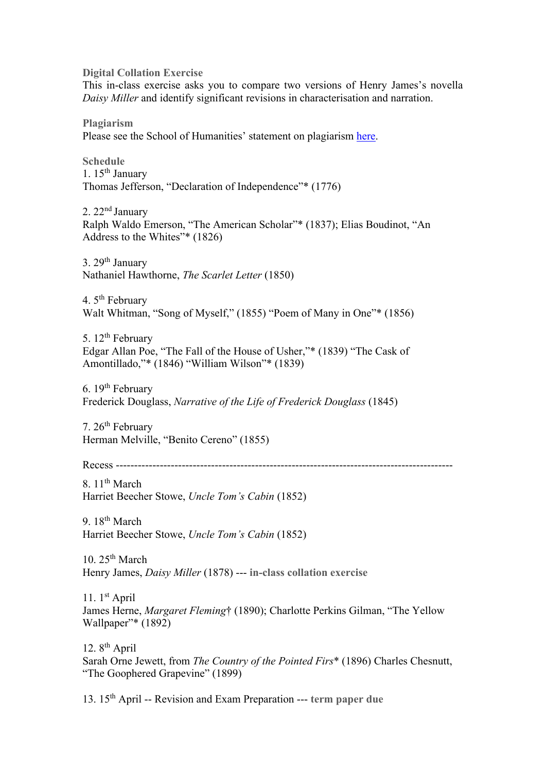**Digital Collation Exercise**

This in-class exercise asks you to compare two versions of Henry James's novella *Daisy Miller* and identify significant revisions in characterisation and narration.

**Plagiarism**

Please see the School of Humanities' statement on plagiarism [here](#).

**Schedule**

1. 15th January
Thomas Jefferson, "Declaration of Independence"* (1776)

2. 22nd January
Ralph Waldo Emerson, "The American Scholar"* (1837); Elias Boudinot, "An Address to the Whites"* (1826)

3. 29th January
Nathaniel Hawthorne, *The Scarlet Letter* (1850)

4. 5th February
Walt Whitman, "Song of Myself," (1855) "Poem of Many in One"* (1856)

5. 12th February
Edgar Allan Poe, "The Fall of the House of Usher,"* (1839) "The Cask of Amontillado,"* (1846) "William Wilson"* (1839)

6. 19th February
Frederick Douglass, *Narrative of the Life of Frederick Douglass* (1845)

7. 26th February
Herman Melville, "Benito Cereno" (1855)

Recess -------------------------------------------------------------------------------------------

8. 11th March
Harriet Beecher Stowe, *Uncle Tom's Cabin* (1852)

9. 18th March
Harriet Beecher Stowe, *Uncle Tom's Cabin* (1852)

10. 25th March
Henry James, *Daisy Miller* (1878) --- **in-class collation exercise**

11. 1st April
James Herne, *Margaret Fleming*† (1890); Charlotte Perkins Gilman, "The Yellow Wallpaper"* (1892)

12. 8th April
Sarah Orne Jewett, from *The Country of the Pointed Firs** (1896) Charles Chesnutt, "The Goophered Grapevine" (1899)

13. 15th April -- Revision and Exam Preparation --- **term paper due**